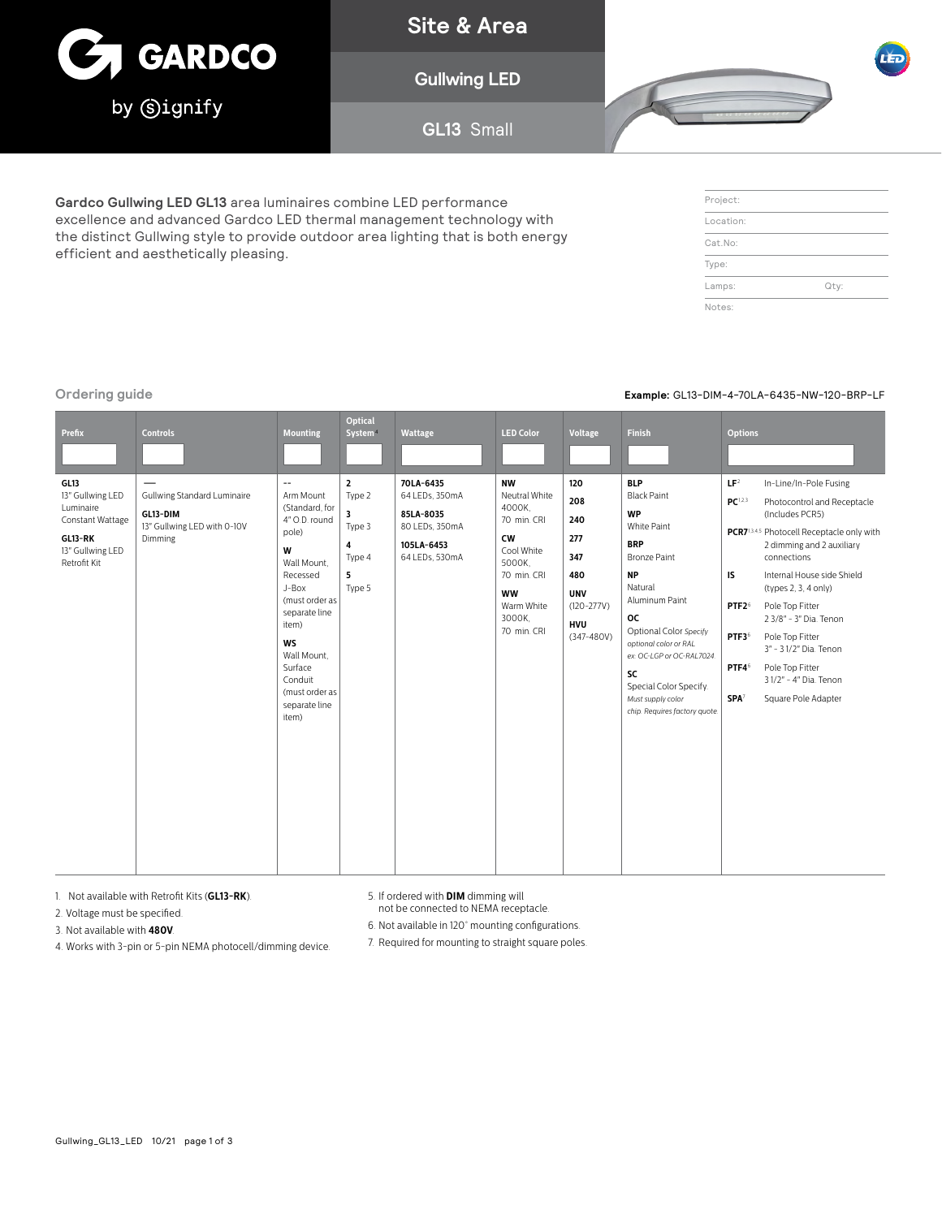# GARDCO by signify

## Site & Area

## Gullwing LED

## GL13 Small

**Gardco Gullwing LED GL13** area luminaires combine LED performance excellence and advanced Gardco LED thermal management technology with the distinct Gullwing style to provide outdoor area lighting that is both energy efficient and aesthetically pleasing.

| | |
|---|---|
| Project: | |
| Location: | |
| Cat.No: | |
| Type: | |
| Lamps: | Qty: |
| Notes: | |

## Ordering guide

**Example:** GL13-DIM-4-70LA-6435-NW-120-BRP-LF

| Prefix | Controls | Mounting | Optical System[4] | Wattage | LED Color | Voltage | Finish | Options |
|---|---|---|---|---|---|---|---|---|
| **GL13** 13" Gullwing LED Luminaire Constant Wattage<br><br>**GL13-RK** 13" Gullwing LED Retrofit Kit | **—** Gullwing Standard Luminaire<br><br>**GL13-DIM** 13" Gullwing LED with 0-10V Dimming | **--** Arm Mount (Standard; for 4" O.D. round pole)<br><br>**W** Wall Mount, Recessed J-Box (must order as separate line item)<br><br>**WS** Wall Mount, Surface Conduit (must order as separate line item) | **2** Type 2<br><br>**3** Type 3<br><br>**4** Type 4<br><br>**5** Type 5 | **70LA-6435** 64 LEDs, 350mA<br><br>**85LA-8035** 80 LEDs, 350mA<br><br>**105LA-6453** 64 LEDs, 530mA | **NW** Neutral White 4000K, 70 min. CRI<br><br>**CW** Cool White 5000K, 70 min. CRI<br><br>**WW** Warm White 3000K, 70 min. CRI | **120**<br><br>**208**<br><br>**240**<br><br>**277**<br><br>**347**<br><br>**480**<br><br>**UNV** (120-277V)<br><br>**HVU** (347-480V) | **BLP** Black Paint<br><br>**WP** White Paint<br><br>**BRP** Bronze Paint<br><br>**NP** Natural Aluminum Paint<br><br>**OC** Optional Color *Specify optional color or RAL ex: OC-LGP or OC-RAL7024*<br><br>**SC** Special Color Specify. *Must supply color chip. Requires factory quote* | **LF**[2] In-Line/In-Pole Fusing<br><br>**PC**[1,2,3] Photocontrol and Receptacle (Includes PCR5)<br><br>**PCR7**[1,3,4,5] Photocell Receptacle only with 2 dimming and 2 auxiliary connections<br><br>**IS** Internal House side Shield (types 2, 3, 4 only)<br><br>**PTF2**[6] Pole Top Fitter 2 3/8" - 3" Dia. Tenon<br><br>**PTF3**[6] Pole Top Fitter 3" - 3 1/2" Dia. Tenon<br><br>**PTF4**[6] Pole Top Fitter 3 1/2" - 4" Dia. Tenon<br><br>**SPA**[7] Square Pole Adapter |

1. Not available with Retrofit Kits (**GL13-RK**).
2. Voltage must be specified.
3. Not available with **480V**.
4. Works with 3-pin or 5-pin NEMA photocell/dimming device.
5. If ordered with **DIM** dimming will not be connected to NEMA receptacle.
6. Not available in 120° mounting configurations.
7. Required for mounting to straight square poles.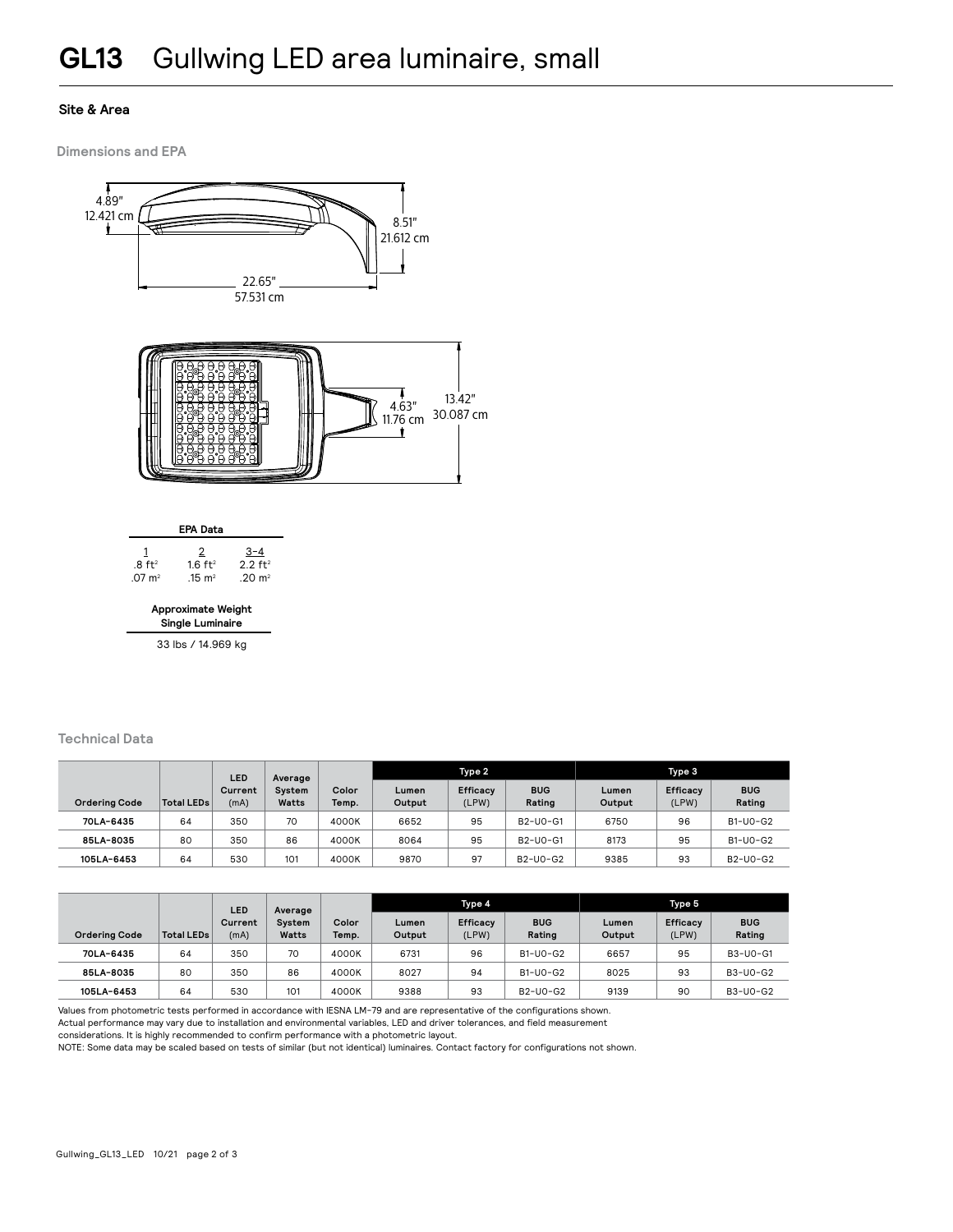# GL13 Gullwing LED area luminaire, small

**Site & Area**

### Dimensions and EPA

4.89"
12.421 cm

8.51"
21.612 cm

22.65"
57.531 cm

4.63"
11.76 cm

13.42"
30.087 cm

**EPA Data**

| 1 | 2 | 3-4 |
|---|---|---|
| .8 $ft^2$ | 1.6 $ft^2$ | 2.2 $ft^2$ |
| .07 $m^2$ | .15 $m^2$ | .20 $m^2$ |

**Approximate Weight Single Luminaire**

33 lbs / 14.969 kg

### Technical Data

| Ordering Code | Total LEDs | LED Current (mA) | Average System Watts | Color Temp. | Type 2 | | | Type 3 | | |
|---|---|---|---|---|---|---|---|---|---|---|
| | | | | | Lumen Output | Efficacy (LPW) | BUG Rating | Lumen Output | Efficacy (LPW) | BUG Rating |
| 70LA-6435 | 64 | 350 | 70 | 4000K | 6652 | 95 | B2-U0-G1 | 6750 | 96 | B1-U0-G2 |
| 85LA-8035 | 80 | 350 | 86 | 4000K | 8064 | 95 | B2-U0-G1 | 8173 | 95 | B1-U0-G2 |
| 105LA-6453 | 64 | 530 | 101 | 4000K | 9870 | 97 | B2-U0-G2 | 9385 | 93 | B2-U0-G2 |

| Ordering Code | Total LEDs | LED Current (mA) | Average System Watts | Color Temp. | Type 4 | | | Type 5 | | |
|---|---|---|---|---|---|---|---|---|---|---|
| | | | | | Lumen Output | Efficacy (LPW) | BUG Rating | Lumen Output | Efficacy (LPW) | BUG Rating |
| 70LA-6435 | 64 | 350 | 70 | 4000K | 6731 | 96 | B1-U0-G2 | 6657 | 95 | B3-U0-G1 |
| 85LA-8035 | 80 | 350 | 86 | 4000K | 8027 | 94 | B1-U0-G2 | 8025 | 93 | B3-U0-G2 |
| 105LA-6453 | 64 | 530 | 101 | 4000K | 9388 | 93 | B2-U0-G2 | 9139 | 90 | B3-U0-G2 |

Values from photometric tests performed in accordance with IESNA LM-79 and are representative of the configurations shown.
Actual performance may vary due to installation and environmental variables, LED and driver tolerances, and field measurement considerations. It is highly recommended to confirm performance with a photometric layout.
NOTE: Some data may be scaled based on tests of similar (but not identical) luminaires. Contact factory for configurations not shown.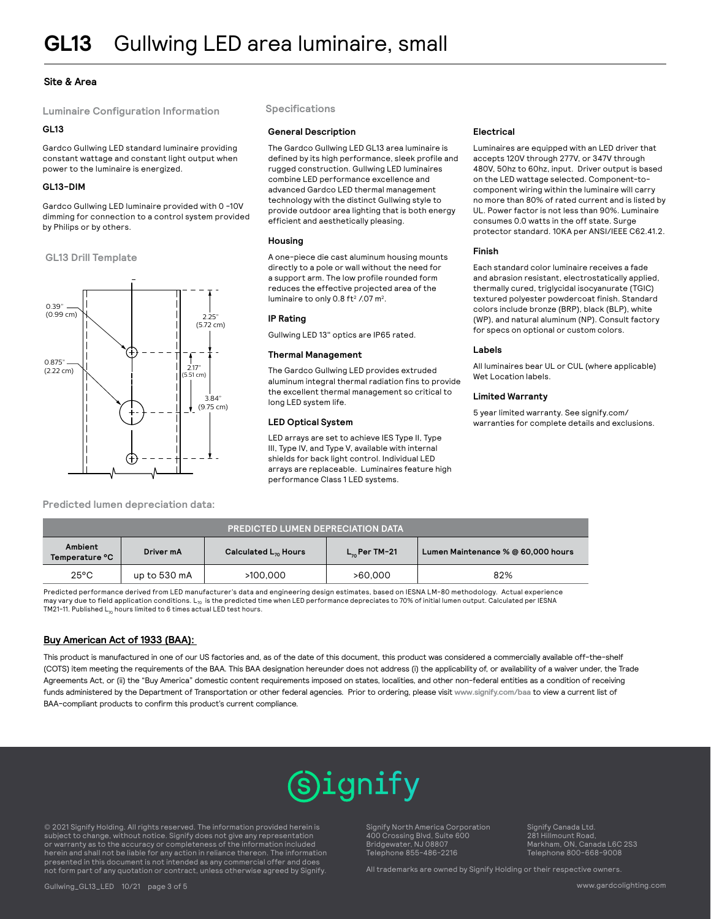# GL13 Gullwing LED area luminaire, small

**Site & Area**

## Luminaire Configuration Information

### GL13

Gardco Gullwing LED standard luminaire providing constant wattage and constant light output when power to the luminaire is energized.

### GL13-DIM

Gardco Gullwing LED luminaire provided with 0 -10V dimming for connection to a control system provided by Philips or by others.

## GL13 Drill Template

0.39" (0.99 cm)

0.875" (2.22 cm)

2.25" (5.72 cm)

2.17" (5.51 cm)

3.84" (9.75 cm)

## Specifications

### General Description

The Gardco Gullwing LED GL13 area luminaire is defined by its high performance, sleek profile and rugged construction. Gullwing LED luminaires combine LED performance excellence and advanced Gardco LED thermal management technology with the distinct Gullwing style to provide outdoor area lighting that is both energy efficient and aesthetically pleasing.

### Housing

A one-piece die cast aluminum housing mounts directly to a pole or wall without the need for a support arm. The low profile rounded form reduces the effective projected area of the luminaire to only 0.8 ft² /.07 m².

### IP Rating

Gullwing LED 13" optics are IP65 rated.

### Thermal Management

The Gardco Gullwing LED provides extruded aluminum integral thermal radiation fins to provide the excellent thermal management so critical to long LED system life.

### LED Optical System

LED arrays are set to achieve IES Type II, Type III, Type IV, and Type V, available with internal shields for back light control. Individual LED arrays are replaceable. Luminaires feature high performance Class 1 LED systems.

### Electrical

Luminaires are equipped with an LED driver that accepts 120V through 277V, or 347V through 480V, 50hz to 60hz, input. Driver output is based on the LED wattage selected. Component-to-component wiring within the luminaire will carry no more than 80% of rated current and is listed by UL. Power factor is not less than 90%. Luminaire consumes 0.0 watts in the off state. Surge protector standard. 10KA per ANSI/IEEE C62.41.2.

### Finish

Each standard color luminaire receives a fade and abrasion resistant, electrostatically applied, thermally cured, triglycidal isocyanurate (TGIC) textured polyester powdercoat finish. Standard colors include bronze (BRP), black (BLP), white (WP), and natural aluminum (NP). Consult factory for specs on optional or custom colors.

### Labels

All luminaires bear UL or CUL (where applicable) Wet Location labels.

### Limited Warranty

5 year limited warranty. See signify.com/warranties for complete details and exclusions.

## Predicted lumen depreciation data:

| PREDICTED LUMEN DEPRECIATION DATA | | | | |
|---|---|---|---|---|
| Ambient Temperature °C | Driver mA | Calculated $L_{70}$ Hours | $L_{70}$ Per TM-21 | Lumen Maintenance % @ 60,000 hours |
| 25°C | up to 530 mA | >100,000 | >60,000 | 82% |

Predicted performance derived from LED manufacturer's data and engineering design estimates, based on IESNA LM-80 methodology. Actual experience may vary due to field application conditions. $L_{70}$ is the predicted time when LED performance depreciates to 70% of initial lumen output. Calculated per IESNA TM21-11. Published $L_{70}$ hours limited to 6 times actual LED test hours.

## Buy American Act of 1933 (BAA):

This product is manufactured in one of our US factories and, as of the date of this document, this product was considered a commercially available off-the-shelf (COTS) item meeting the requirements of the BAA. This BAA designation hereunder does not address (i) the applicability of, or availability of a waiver under, the Trade Agreements Act, or (ii) the "Buy America" domestic content requirements imposed on states, localities, and other non-federal entities as a condition of receiving funds administered by the Department of Transportation or other federal agencies. Prior to ordering, please visit www.signify.com/baa to view a current list of BAA-compliant products to confirm this product's current compliance.

signify

© 2021 Signify Holding. All rights reserved. The information provided herein is subject to change, without notice. Signify does not give any representation or warranty as to the accuracy or completeness of the information included herein and shall not be liable for any action in reliance thereon. The information presented in this document is not intended as any commercial offer and does not form part of any quotation or contract, unless otherwise agreed by Signify.

Signify North America Corporation
400 Crossing Blvd, Suite 600
Bridgewater, NJ 08807
Telephone 855-486-2216

Signify Canada Ltd.
281 Hillmount Road,
Markham, ON, Canada L6C 2S3
Telephone 800-668-9008

All trademarks are owned by Signify Holding or their respective owners.

Gullwing_GL13_LED 10/21

www.gardcolighting.com